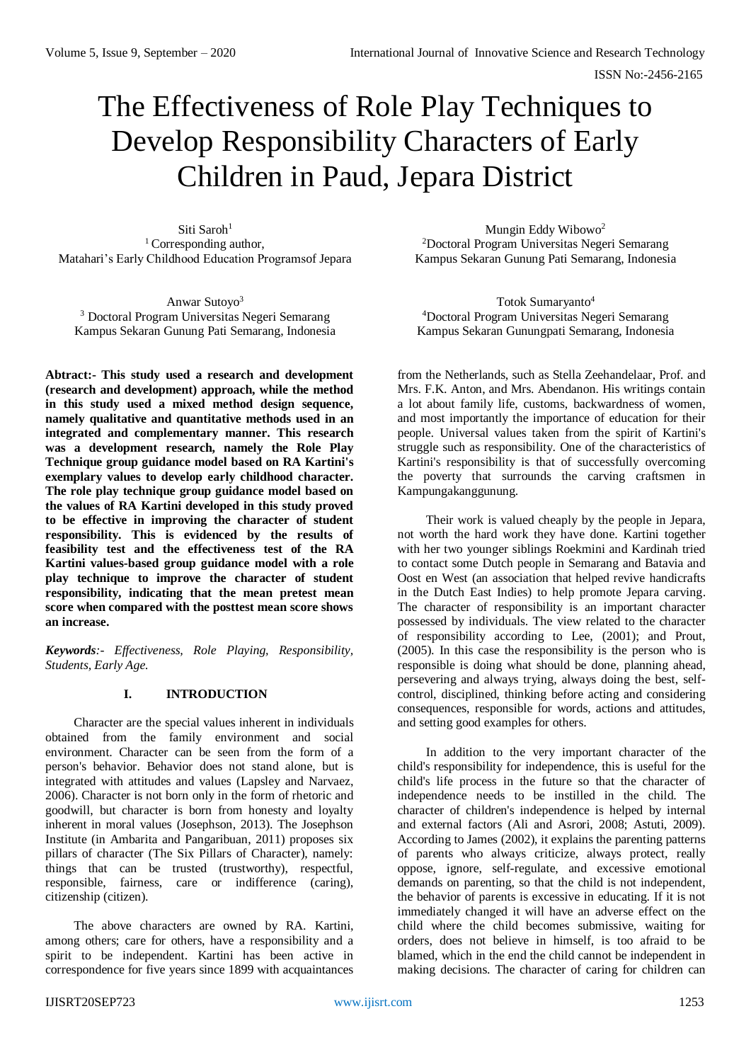# The Effectiveness of Role Play Techniques to Develop Responsibility Characters of Early Children in Paud, Jepara District

Siti Saroh[1]
[1] Corresponding author,
Matahari's Early Childhood Education Programsof Jepara

Mungin Eddy Wibowo[2]
[2]Doctoral Program Universitas Negeri Semarang
Kampus Sekaran Gunung Pati Semarang, Indonesia

Anwar Sutoyo[3]
[3] Doctoral Program Universitas Negeri Semarang
Kampus Sekaran Gunung Pati Semarang, Indonesia

Totok Sumaryanto[4]
[4]Doctoral Program Universitas Negeri Semarang
Kampus Sekaran Gunungpati Semarang, Indonesia

**Abtract:- This study used a research and development (research and development) approach, while the method in this study used a mixed method design sequence, namely qualitative and quantitative methods used in an integrated and complementary manner. This research was a development research, namely the Role Play Technique group guidance model based on RA Kartini's exemplary values to develop early childhood character. The role play technique group guidance model based on the values of RA Kartini developed in this study proved to be effective in improving the character of student responsibility. This is evidenced by the results of feasibility test and the effectiveness test of the RA Kartini values-based group guidance model with a role play technique to improve the character of student responsibility, indicating that the mean pretest mean score when compared with the posttest mean score shows an increase.**

***Keywords**:- Effectiveness, Role Playing, Responsibility, Students, Early Age.*

## I. INTRODUCTION

Character are the special values inherent in individuals obtained from the family environment and social environment. Character can be seen from the form of a person's behavior. Behavior does not stand alone, but is integrated with attitudes and values (Lapsley and Narvaez, 2006). Character is not born only in the form of rhetoric and goodwill, but character is born from honesty and loyalty inherent in moral values (Josephson, 2013). The Josephson Institute (in Ambarita and Pangaribuan, 2011) proposes six pillars of character (The Six Pillars of Character), namely: things that can be trusted (trustworthy), respectful, responsible, fairness, care or indifference (caring), citizenship (citizen).

The above characters are owned by RA. Kartini, among others; care for others, have a responsibility and a spirit to be independent. Kartini has been active in correspondence for five years since 1899 with acquaintances from the Netherlands, such as Stella Zeehandelaar, Prof. and Mrs. F.K. Anton, and Mrs. Abendanon. His writings contain a lot about family life, customs, backwardness of women, and most importantly the importance of education for their people. Universal values taken from the spirit of Kartini's struggle such as responsibility. One of the characteristics of Kartini's responsibility is that of successfully overcoming the poverty that surrounds the carving craftsmen in Kampungakanggunung.

Their work is valued cheaply by the people in Jepara, not worth the hard work they have done. Kartini together with her two younger siblings Roekmini and Kardinah tried to contact some Dutch people in Semarang and Batavia and Oost en West (an association that helped revive handicrafts in the Dutch East Indies) to help promote Jepara carving. The character of responsibility is an important character possessed by individuals. The view related to the character of responsibility according to Lee, (2001); and Prout, (2005). In this case the responsibility is the person who is responsible is doing what should be done, planning ahead, persevering and always trying, always doing the best, self-control, disciplined, thinking before acting and considering consequences, responsible for words, actions and attitudes, and setting good examples for others.

In addition to the very important character of the child's responsibility for independence, this is useful for the child's life process in the future so that the character of independence needs to be instilled in the child. The character of children's independence is helped by internal and external factors (Ali and Asrori, 2008; Astuti, 2009). According to James (2002), it explains the parenting patterns of parents who always criticize, always protect, really oppose, ignore, self-regulate, and excessive emotional demands on parenting, so that the child is not independent, the behavior of parents is excessive in educating. If it is not immediately changed it will have an adverse effect on the child where the child becomes submissive, waiting for orders, does not believe in himself, is too afraid to be blamed, which in the end the child cannot be independent in making decisions. The character of caring for children can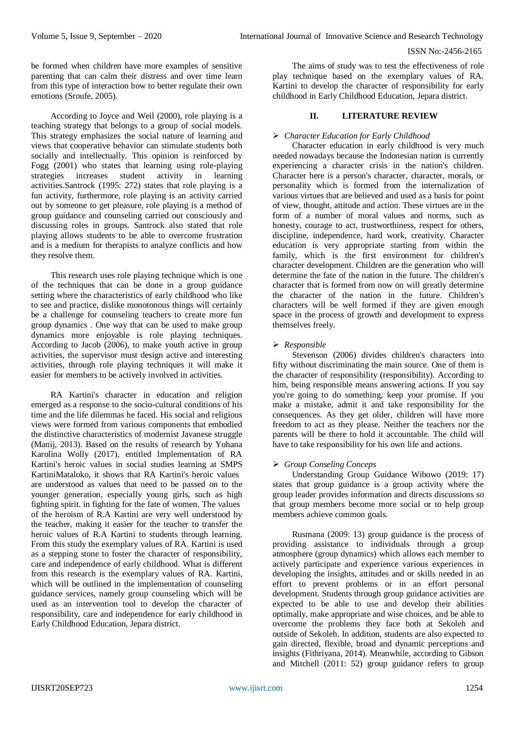be formed when children have more examples of sensitive parenting that can calm their distress and over time learn from this type of interaction how to better regulate their own emotions (Sroufe, 2005).

According to Joyce and Weil (2000), role playing is a teaching strategy that belongs to a group of social models. This strategy emphasizes the social nature of learning and views that cooperative behavior can stimulate students both socially and intellectually. This opinion is reinforced by Fogg (2001) who states that learning using role-playing strategies increases student activity in learning activities.Santrock (1995: 272) states that role playing is a fun activity, furthermore, role playing is an activity carried out by someone to get pleasure, role playing is a method of group guidance and counseling carried out consciously and discussing roles in groups. Santrock also stated that role playing allows students to be able to overcome frustration and is a medium for therapists to analyze conflicts and how they resolve them.

This research uses role playing technique which is one of the techniques that can be done in a group guidance setting where the characteristics of early childhood who like to see and practice, dislike monotonous things will certainly be a challenge for counseling teachers to create more fun group dynamics . One way that can be used to make group dynamics more enjoyable is role playing techniques. According to Jacob (2006), to make youth active in group activities, the supervisor must design active and interesting activities, through role playing techniques it will make it easier for members to be actively involved in activities.

RA Kartini's character in education and religion emerged as a response to the socio-cultural conditions of his time and the life dilemmas he faced. His social and religious views were formed from various components that embodied the distinctive characteristics of modernist Javanese struggle (Manij, 2013). Based on the results of research by Yohana Karolina Wolly (2017), entitled Implementation of RA Kartini's heroic values in social studies learning at SMPS KartiniMataloko, it shows that RA Kartini's heroic values are understood as values that need to be passed on to the younger generation, especially young girls, such as high fighting spirit. in fighting for the fate of women. The values of the heroism of R.A Kartini are very well understood by the teacher, making it easier for the teacher to transfer the heroic values of R.A Kartini to students through learning. From this study the exemplary values of RA. Kartini is used as a stepping stone to foster the character of responsibility, care and independence of early childhood. What is different from this research is the exemplary values of RA. Kartini, which will be outlined in the implementation of counseling guidance services, namely group counseling which will be used as an intervention tool to develop the character of responsibility, care and independence for early childhood in Early Childhood Education, Jepara district.

The aims of study was to test the effectiveness of role play technique based on the exemplary values of RA. Kartini to develop the character of responsibility for early childhood in Early Childhood Education, Jepara district.

## II. LITERATURE REVIEW

- *Character Education for Early Childhood*

Character education in early childhood is very much needed nowadays because the Indonesian nation is currently experiencing a character crisis in the nation's children. Character here is a person's character, character, morals, or personality which is formed from the internalization of various virtues that are believed and used as a basis for point of view, thought, attitude and action. These virtues are in the form of a number of moral values and norms, such as honesty, courage to act, trustworthiness, respect for others, discipline, independence, hard work, creativity. Character education is very appropriate starting from within the family, which is the first environment for children's character development. Children are the generation who will determine the fate of the nation in the future. The children's character that is formed from now on will greatly determine the character of the nation in the future. Children's characters will be well formed if they are given enough space in the process of growth and development to express themselves freely.

- *Responsible*

Stevenson (2006) divides children's characters into fifty without discriminating the main source. One of them is the character of responsibility (responsibility). According to him, being responsible means answering actions. If you say you're going to do something, keep your promise. If you make a mistake, admit it and take responsibility for the consequences. As they get older, children will have more freedom to act as they please. Neither the teachers nor the parents will be there to hold it accountable. The child will have to take responsibility for his own life and actions.

- *Group Conseling Conceps*

Understanding Group Guidance Wibowo (2019: 17) states that group guidance is a group activity where the group leader provides information and directs discussions so that group members become more social or to help group members achieve common goals.

Rusmana (2009: 13) group guidance is the process of providing assistance to individuals through a group atmosphere (group dynamics) which allows each member to actively participate and experience various experiences in developing the insights, attitudes and or skills needed in an effort to prevent problems or in an effort personal development. Students through group guidance activities are expected to be able to use and develop their abilities optimally, make appropriate and wise choices, and be able to overcome the problems they face both at Sekoleh and outside of Sekoleh. In addition, students are also expected to gain directed, flexible, broad and dynamic perceptions and insights (Fithriyana, 2014). Meanwhile, according to Gibson and Mitchell (2011: 52) group guidance refers to group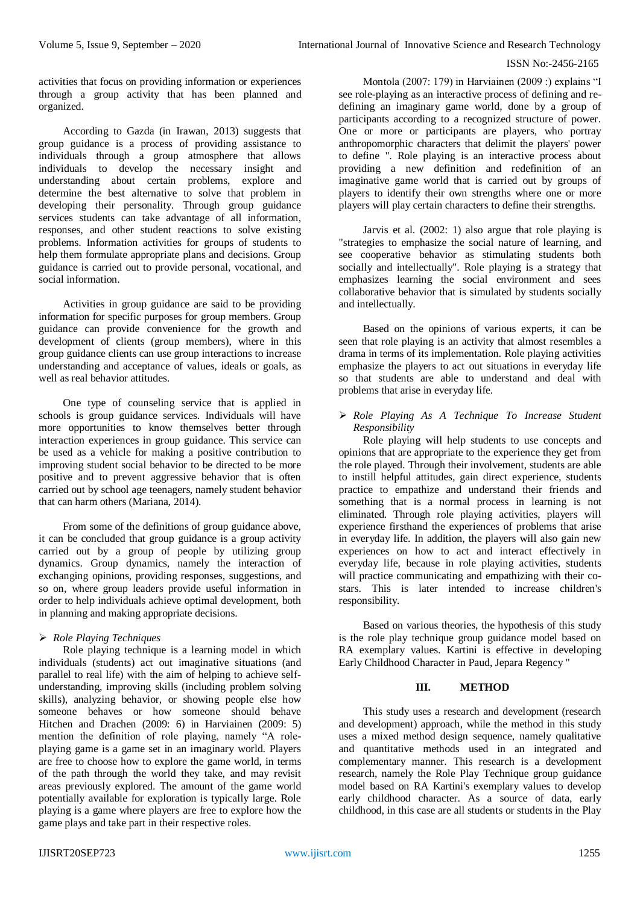activities that focus on providing information or experiences through a group activity that has been planned and organized.

According to Gazda (in Irawan, 2013) suggests that group guidance is a process of providing assistance to individuals through a group atmosphere that allows individuals to develop the necessary insight and understanding about certain problems, explore and determine the best alternative to solve that problem in developing their personality. Through group guidance services students can take advantage of all information, responses, and other student reactions to solve existing problems. Information activities for groups of students to help them formulate appropriate plans and decisions. Group guidance is carried out to provide personal, vocational, and social information.

Activities in group guidance are said to be providing information for specific purposes for group members. Group guidance can provide convenience for the growth and development of clients (group members), where in this group guidance clients can use group interactions to increase understanding and acceptance of values, ideals or goals, as well as real behavior attitudes.

One type of counseling service that is applied in schools is group guidance services. Individuals will have more opportunities to know themselves better through interaction experiences in group guidance. This service can be used as a vehicle for making a positive contribution to improving student social behavior to be directed to be more positive and to prevent aggressive behavior that is often carried out by school age teenagers, namely student behavior that can harm others (Mariana, 2014).

From some of the definitions of group guidance above, it can be concluded that group guidance is a group activity carried out by a group of people by utilizing group dynamics. Group dynamics, namely the interaction of exchanging opinions, providing responses, suggestions, and so on, where group leaders provide useful information in order to help individuals achieve optimal development, both in planning and making appropriate decisions.

- *Role Playing Techniques*

Role playing technique is a learning model in which individuals (students) act out imaginative situations (and parallel to real life) with the aim of helping to achieve self-understanding, improving skills (including problem solving skills), analyzing behavior, or showing people else how someone behaves or how someone should behave Hitchen and Drachen (2009: 6) in Harviainen (2009: 5) mention the definition of role playing, namely "A role-playing game is a game set in an imaginary world. Players are free to choose how to explore the game world, in terms of the path through the world they take, and may revisit areas previously explored. The amount of the game world potentially available for exploration is typically large. Role playing is a game where players are free to explore how the game plays and take part in their respective roles.

Montola (2007: 179) in Harviainen (2009 :) explains "I see role-playing as an interactive process of defining and re-defining an imaginary game world, done by a group of participants according to a recognized structure of power. One or more or participants are players, who portray anthropomorphic characters that delimit the players' power to define ". Role playing is an interactive process about providing a new definition and redefinition of an imaginative game world that is carried out by groups of players to identify their own strengths where one or more players will play certain characters to define their strengths.

Jarvis et al. (2002: 1) also argue that role playing is "strategies to emphasize the social nature of learning, and see cooperative behavior as stimulating students both socially and intellectually". Role playing is a strategy that emphasizes learning the social environment and sees collaborative behavior that is simulated by students socially and intellectually.

Based on the opinions of various experts, it can be seen that role playing is an activity that almost resembles a drama in terms of its implementation. Role playing activities emphasize the players to act out situations in everyday life so that students are able to understand and deal with problems that arise in everyday life.

- *Role Playing As A Technique To Increase Student Responsibility*

Role playing will help students to use concepts and opinions that are appropriate to the experience they get from the role played. Through their involvement, students are able to instill helpful attitudes, gain direct experience, students practice to empathize and understand their friends and something that is a normal process in learning is not eliminated. Through role playing activities, players will experience firsthand the experiences of problems that arise in everyday life. In addition, the players will also gain new experiences on how to act and interact effectively in everyday life, because in role playing activities, students will practice communicating and empathizing with their co-stars. This is later intended to increase children's responsibility.

Based on various theories, the hypothesis of this study is the role play technique group guidance model based on RA exemplary values. Kartini is effective in developing Early Childhood Character in Paud, Jepara Regency "

## III. METHOD

This study uses a research and development (research and development) approach, while the method in this study uses a mixed method design sequence, namely qualitative and quantitative methods used in an integrated and complementary manner. This research is a development research, namely the Role Play Technique group guidance model based on RA Kartini's exemplary values to develop early childhood character. As a source of data, early childhood, in this case are all students or students in the Play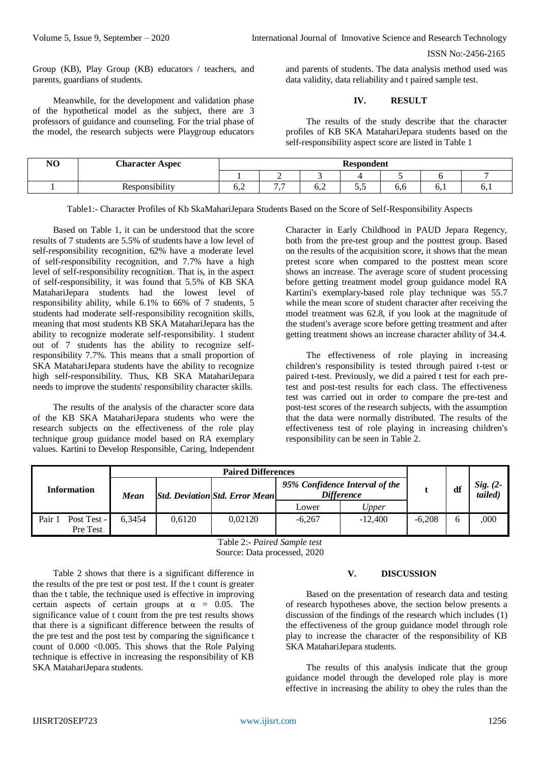Group (KB), Play Group (KB) educators / teachers, and parents, guardians of students.

Meanwhile, for the development and validation phase of the hypothetical model as the subject, there are 3 professors of guidance and counseling. For the trial phase of the model, the research subjects were Playgroup educators and parents of students. The data analysis method used was data validity, data reliability and t paired sample test.

## IV. RESULT

The results of the study describe that the character profiles of KB SKA MatahariJepara students based on the self-responsibility aspect score are listed in Table 1

| NO | Character Aspec | Respondent | | | | | | |
|---|---|---|---|---|---|---|---|---|
| | | 1 | 2 | 3 | 4 | 5 | 6 | 7 |
| 1 | Responsibility | 6,2 | 7,7 | 6,2 | 5,5 | 6,6 | 6,1 | 6,1 |

Table1:- Character Profiles of Kb SkaMahariJepara Students Based on the Score of Self-Responsibility Aspects

Based on Table 1, it can be understood that the score results of 7 students are 5.5% of students have a low level of self-responsibility recognition, 62% have a moderate level of self-responsibility recognition, and 7.7% have a high level of self-responsibility recognition. That is, in the aspect of self-responsibility, it was found that 5.5% of KB SKA MatahariJepara students had the lowest level of responsibility ability, while 6.1% to 66% of 7 students, 5 students had moderate self-responsibility recognition skills, meaning that most students KB SKA MatahariJepara has the ability to recognize moderate self-responsibility. 1 student out of 7 students has the ability to recognize self-responsibility 7.7%. This means that a small proportion of SKA MatahariJepara students have the ability to recognize high self-responsibility. Thus, KB SKA MatahariJepara needs to improve the students' responsibility character skills.

The results of the analysis of the character score data of the KB SKA MatahariJepara students who were the research subjects on the effectiveness of the role play technique group guidance model based on RA exemplary values. Kartini to Develop Responsible, Caring, Independent Character in Early Childhood in PAUD Jepara Regency, both from the pre-test group and the posttest group. Based on the results of the acquisition score, it shows that the mean pretest score when compared to the posttest mean score shows an increase. The average score of student processing before getting treatment model group guidance model RA Kartini's exemplary-based role play technique was 55.7 while the mean score of student character after receiving the model treatment was 62.8, if you look at the magnitude of the student's average score before getting treatment and after getting treatment shows an increase character ability of 34.4.

The effectiveness of role playing in increasing children's responsibility is tested through paired t-test or paired t-test. Previously, we did a paired t test for each pre-test and post-test results for each class. The effectiveness test was carried out in order to compare the pre-test and post-test scores of the research subjects, with the assumption that the data were normally distributed. The results of the effectiveness test of role playing in increasing children's responsibility can be seen in Table 2.

| Information | Paired Differences | | | | | t | df | Sig. (2-tailed) |
|---|---|---|---|---|---|---|---|---|
| | *Mean* | *Std. Deviation* | *Std. Error Mean* | *95% Confidence Interval of the Difference* | | | | |
| | | | | Lower | *Upper* | | | |
| Pair 1 Post Test - Pre Test | 6,3454 | 0,6120 | 0,02120 | -6,267 | -12,400 | -6,208 | 6 | ,000 |

Table 2:- *Paired Sample test*
Source: Data processed, 2020

Table 2 shows that there is a significant difference in the results of the pre test or post test. If the t count is greater than the t table, the technique used is effective in improving certain aspects of certain groups at $\alpha = 0.05$. The significance value of t count from the pre test results shows that there is a significant difference between the results of the pre test and the post test by comparing the significance t count of 0.000 <0.005. This shows that the Role Palying technique is effective in increasing the responsibility of KB SKA MatahariJepara students.

## V. DISCUSSION

Based on the presentation of research data and testing of research hypotheses above, the section below presents a discussion of the findings of the research which includes (1) the effectiveness of the group guidance model through role play to increase the character of the responsibility of KB SKA MatahariJepara students.

The results of this analysis indicate that the group guidance model through the developed role play is more effective in increasing the ability to obey the rules than the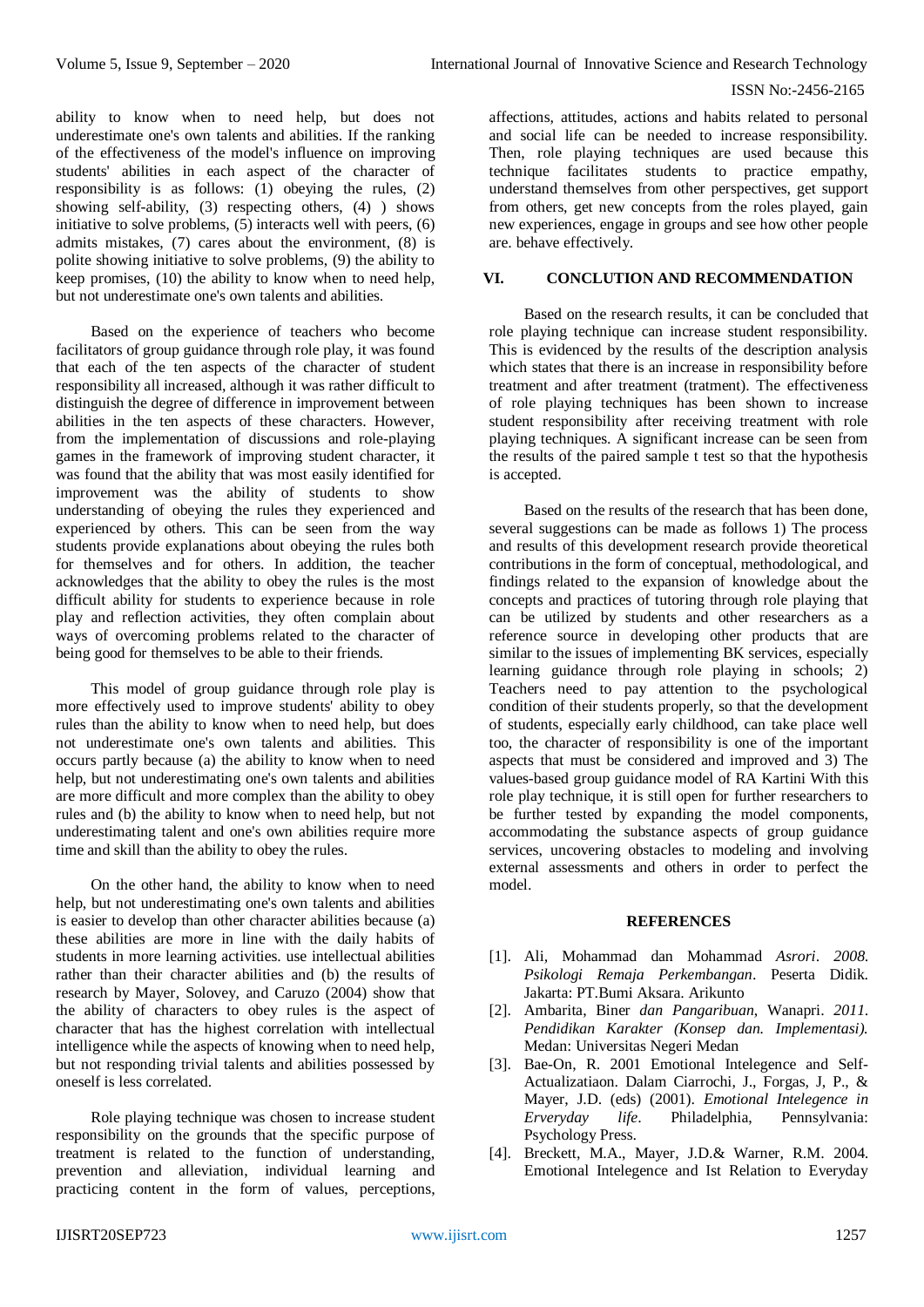ability to know when to need help, but does not underestimate one's own talents and abilities. If the ranking of the effectiveness of the model's influence on improving students' abilities in each aspect of the character of responsibility is as follows: (1) obeying the rules, (2) showing self-ability, (3) respecting others, (4) ) shows initiative to solve problems, (5) interacts well with peers, (6) admits mistakes, (7) cares about the environment, (8) is polite showing initiative to solve problems, (9) the ability to keep promises, (10) the ability to know when to need help, but not underestimate one's own talents and abilities.

Based on the experience of teachers who become facilitators of group guidance through role play, it was found that each of the ten aspects of the character of student responsibility all increased, although it was rather difficult to distinguish the degree of difference in improvement between abilities in the ten aspects of these characters. However, from the implementation of discussions and role-playing games in the framework of improving student character, it was found that the ability that was most easily identified for improvement was the ability of students to show understanding of obeying the rules they experienced and experienced by others. This can be seen from the way students provide explanations about obeying the rules both for themselves and for others. In addition, the teacher acknowledges that the ability to obey the rules is the most difficult ability for students to experience because in role play and reflection activities, they often complain about ways of overcoming problems related to the character of being good for themselves to be able to their friends.

This model of group guidance through role play is more effectively used to improve students' ability to obey rules than the ability to know when to need help, but does not underestimate one's own talents and abilities. This occurs partly because (a) the ability to know when to need help, but not underestimating one's own talents and abilities are more difficult and more complex than the ability to obey rules and (b) the ability to know when to need help, but not underestimating talent and one's own abilities require more time and skill than the ability to obey the rules.

On the other hand, the ability to know when to need help, but not underestimating one's own talents and abilities is easier to develop than other character abilities because (a) these abilities are more in line with the daily habits of students in more learning activities. use intellectual abilities rather than their character abilities and (b) the results of research by Mayer, Solovey, and Caruzo (2004) show that the ability of characters to obey rules is the aspect of character that has the highest correlation with intellectual intelligence while the aspects of knowing when to need help, but not responding trivial talents and abilities possessed by oneself is less correlated.

Role playing technique was chosen to increase student responsibility on the grounds that the specific purpose of treatment is related to the function of understanding, prevention and alleviation, individual learning and practicing content in the form of values, perceptions, affections, attitudes, actions and habits related to personal and social life can be needed to increase responsibility. Then, role playing techniques are used because this technique facilitates students to practice empathy, understand themselves from other perspectives, get support from others, get new concepts from the roles played, gain new experiences, engage in groups and see how other people are. behave effectively.

## VI. CONCLUTION AND RECOMMENDATION

Based on the research results, it can be concluded that role playing technique can increase student responsibility. This is evidenced by the results of the description analysis which states that there is an increase in responsibility before treatment and after treatment (tratment). The effectiveness of role playing techniques has been shown to increase student responsibility after receiving treatment with role playing techniques. A significant increase can be seen from the results of the paired sample t test so that the hypothesis is accepted.

Based on the results of the research that has been done, several suggestions can be made as follows 1) The process and results of this development research provide theoretical contributions in the form of conceptual, methodological, and findings related to the expansion of knowledge about the concepts and practices of tutoring through role playing that can be utilized by students and other researchers as a reference source in developing other products that are similar to the issues of implementing BK services, especially learning guidance through role playing in schools; 2) Teachers need to pay attention to the psychological condition of their students properly, so that the development of students, especially early childhood, can take place well too, the character of responsibility is one of the important aspects that must be considered and improved and 3) The values-based group guidance model of RA Kartini With this role play technique, it is still open for further researchers to be further tested by expanding the model components, accommodating the substance aspects of group guidance services, uncovering obstacles to modeling and involving external assessments and others in order to perfect the model.

## REFERENCES

- [1]. Ali, Mohammad dan Mohammad *Asrori*. *2008. Psikologi Remaja Perkembangan*. Peserta Didik. Jakarta: PT.Bumi Aksara. Arikunto
- [2]. Ambarita, Biner *dan Pangaribuan*, Wanapri. *2011. Pendidikan Karakter (Konsep dan. Implementasi).* Medan: Universitas Negeri Medan
- [3]. Bae-On, R. 2001 Emotional Intelegence and Self-Actualizatiaon. Dalam Ciarrochi, J., Forgas, J, P., & Mayer, J.D. (eds) (2001). *Emotional Intelegence in Erveryday life*. Philadelphia, Pennsylvania: Psychology Press.
- [4]. Breckett, M.A., Mayer, J.D.& Warner, R.M. 2004. Emotional Intelegence and Ist Relation to Everyday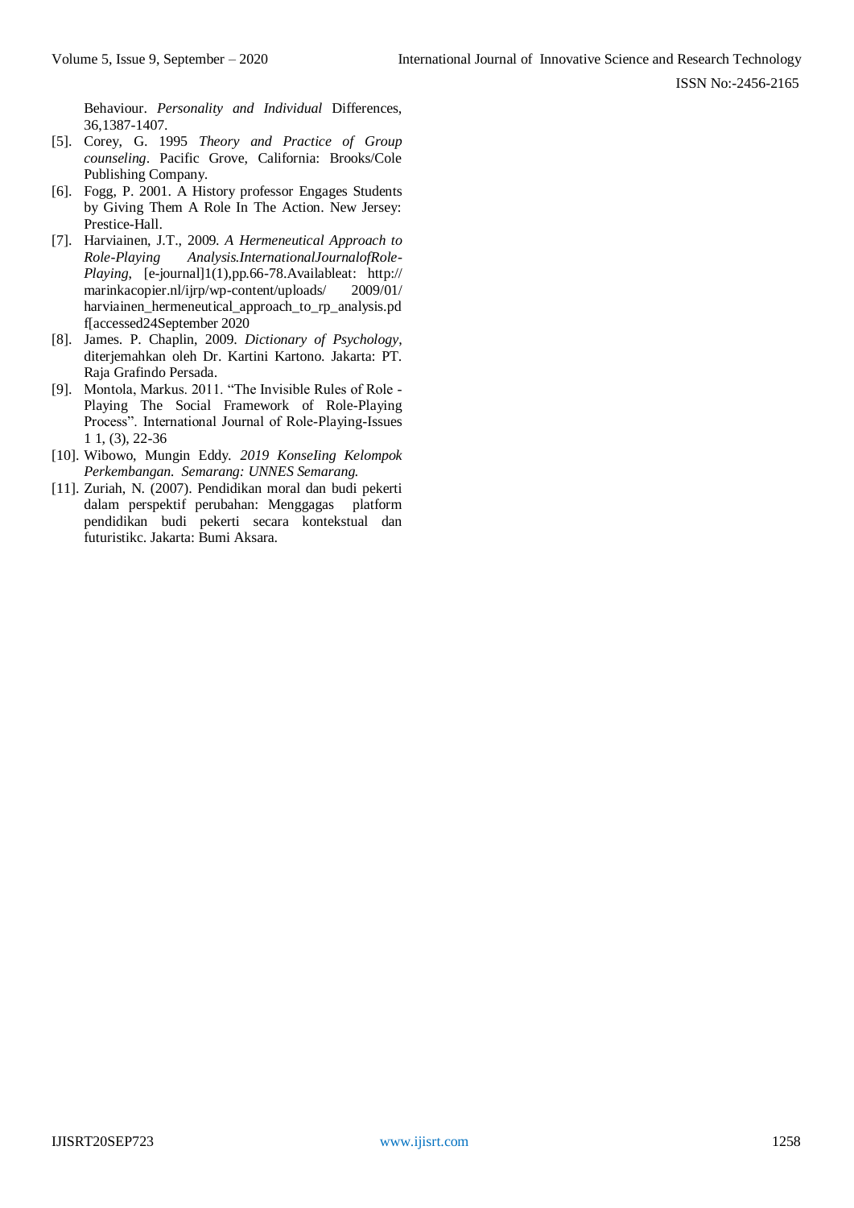Behaviour. *Personality and Individual* Differences, 36,1387-1407.

[5]. Corey, G. 1995 *Theory and Practice of Group counseling*. Pacific Grove, California: Brooks/Cole Publishing Company.

[6]. Fogg, P. 2001. A History professor Engages Students by Giving Them A Role In The Action. New Jersey: Prestice-Hall.

[7]. Harviainen, J.T., 2009. *A Hermeneutical Approach to Role-Playing Analysis.InternationalJournalofRole-Playing*, [e-journal]1(1),pp.66-78.Availableat: http:// marinkacopier.nl/ijrp/wp-content/uploads/ 2009/01/ harviainen_hermeneutical_approach_to_rp_analysis.pdf[accessed24September 2020

[8]. James. P. Chaplin, 2009. *Dictionary of Psychology*, diterjemahkan oleh Dr. Kartini Kartono. Jakarta: PT. Raja Grafindo Persada.

[9]. Montola, Markus. 2011. "The Invisible Rules of Role - Playing The Social Framework of Role-Playing Process". International Journal of Role-Playing-Issues 1 1, (3), 22-36

[10]. Wibowo, Mungin Eddy. *2019 KonseIing Kelompok Perkembangan. Semarang: UNNES Semarang.*

[11]. Zuriah, N. (2007). Pendidikan moral dan budi pekerti dalam perspektif perubahan: Menggagas platform pendidikan budi pekerti secara kontekstual dan futuristikc. Jakarta: Bumi Aksara.